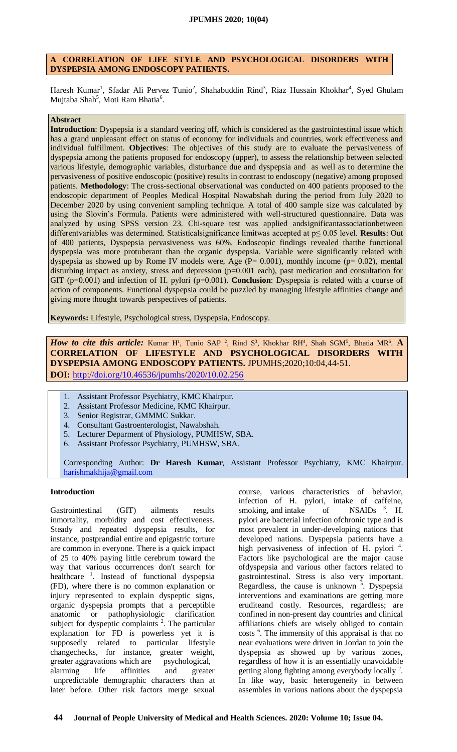# A CORRELATION OF LIFE STYLE AND PSYCHOLOGICAL DISORDERS WITH DYSPEPSIA AMONG ENDOSCOPY PATIENTS.

Haresh Kumar[1], Sfadar Ali Pervez Tunio[2], Shahabuddin Rind[3], Riaz Hussain Khokhar[4], Syed Ghulam Mujtaba Shah[5], Moti Ram Bhatia[6].

## Abstract

**Introduction**: Dyspepsia is a standard veering off, which is considered as the gastrointestinal issue which has a grand unpleasant effect on status of economy for individuals and countries, work effectiveness and individual fulfillment. **Objectives**: The objectives of this study are to evaluate the pervasiveness of dyspepsia among the patients proposed for endoscopy (upper), to assess the relationship between selected various lifestyle, demographic variables, disturbance due and dyspepsia and as well as to determine the pervasiveness of positive endoscopic (positive) results in contrast to endoscopy (negative) among proposed patients. **Methodology**: The cross-sectional observational was conducted on 400 patients proposed to the endoscopic department of Peoples Medical Hospital Nawabshah during the period from July 2020 to December 2020 by using convenient sampling technique. A total of 400 sample size was calculated by using the Slovin's Formula. Patients were administered with well-structured questionnaire. Data was analyzed by using SPSS version 23. Chi-square test was applied andsignificantassociationbetween differentvariables was determined. Statisticalsignificance limitwas accepted at p≤ 0.05 level. **Results**: Out of 400 patients, Dyspepsia pervasiveness was 60%. Endoscopic findings revealed thatthe functional dyspepsia was more protuberant than the organic dyspepsia. Variable were significantly related with dyspepsia as showed up by Rome IV models were, Age (P= 0.001), monthly income (p= 0.02), mental disturbing impact as anxiety, stress and depression (p=0.001 each), past medication and consultation for GIT (p=0.001) and infection of H. pylori (p=0.001). **Conclusion**: Dyspepsia is related with a course of action of components. Functional dyspepsia could be puzzled by managing lifestyle affinities change and giving more thought towards perspectives of patients.

**Keywords:** Lifestyle, Psychological stress, Dyspepsia, Endoscopy.

***How to cite this article:*** Kumar H[1], Tunio SAP [2], Rind S[3], Khokhar RH[4], Shah SGM[5], Bhatia MR[6]. **A CORRELATION OF LIFESTYLE AND PSYCHOLOGICAL DISORDERS WITH DYSPEPSIA AMONG ENDOSCOPY PATIENTS.** JPUMHS;2020;10:04,44-51.
**DOI:** http://doi.org/10.46536/jpumhs/2020/10.02.256

1. Assistant Professor Psychiatry, KMC Khairpur.
2. Assistant Professor Medicine, KMC Khairpur.
3. Senior Registrar, GMMMC Sukkar.
4. Consultant Gastroenterologist, Nawabshah.
5. Lecturer Deparment of Physiology, PUMHSW, SBA.
6. Assistant Professor Psychiatry, PUMHSW, SBA.

Corresponding Author: **Dr Haresh Kumar**, Assistant Professor Psychiatry, KMC Khairpur. harishmakhija@gmail.com

## Introduction

Gastrointestinal (GIT) ailments results inmortality, morbidity and cost effectiveness. Steady and repeated dyspepsia results, for instance, postprandial entire and epigastric torture are common in everyone. There is a quick impact of 25 to 40% paying little cerebrum toward the way that various occurrences don't search for healthcare [1]. Instead of functional dyspepsia (FD), where there is no common explanation or injury represented to explain dyspeptic signs, organic dyspepsia prompts that a perceptible anatomic or pathophysiologic clarification subject for dyspeptic complaints [2]. The particular explanation for FD is powerless yet it is supposedly related to particular lifestyle changechecks, for instance, greater weight, greater aggravations which are psychological, alarming life affinities and greater unpredictable demographic characters than at later before. Other risk factors merge sexual course, various characteristics of behavior, infection of H. pylori, intake of caffeine, smoking, and intake of NSAIDs [3]. H. pylori are bacterial infection ofchronic type and is most prevalent in under-developing nations that developed nations. Dyspepsia patients have a high pervasiveness of infection of H. pylori [4]. Factors like psychological are the major cause ofdyspepsia and various other factors related to gastrointestinal. Stress is also very important. Regardless, the cause is unknown [5]. Dyspepsia interventions and examinations are getting more eruditeand costly. Resources, regardless; are confined in non-present day countries and clinical affiliations chiefs are wisely obliged to contain costs [6]. The immensity of this appraisal is that no near evaluations were driven in Jordan to join the dyspepsia as showed up by various zones, regardless of how it is an essentially unavoidable getting along fighting among everybody locally [2]. In like way, basic heterogeneity in between assembles in various nations about the dyspepsia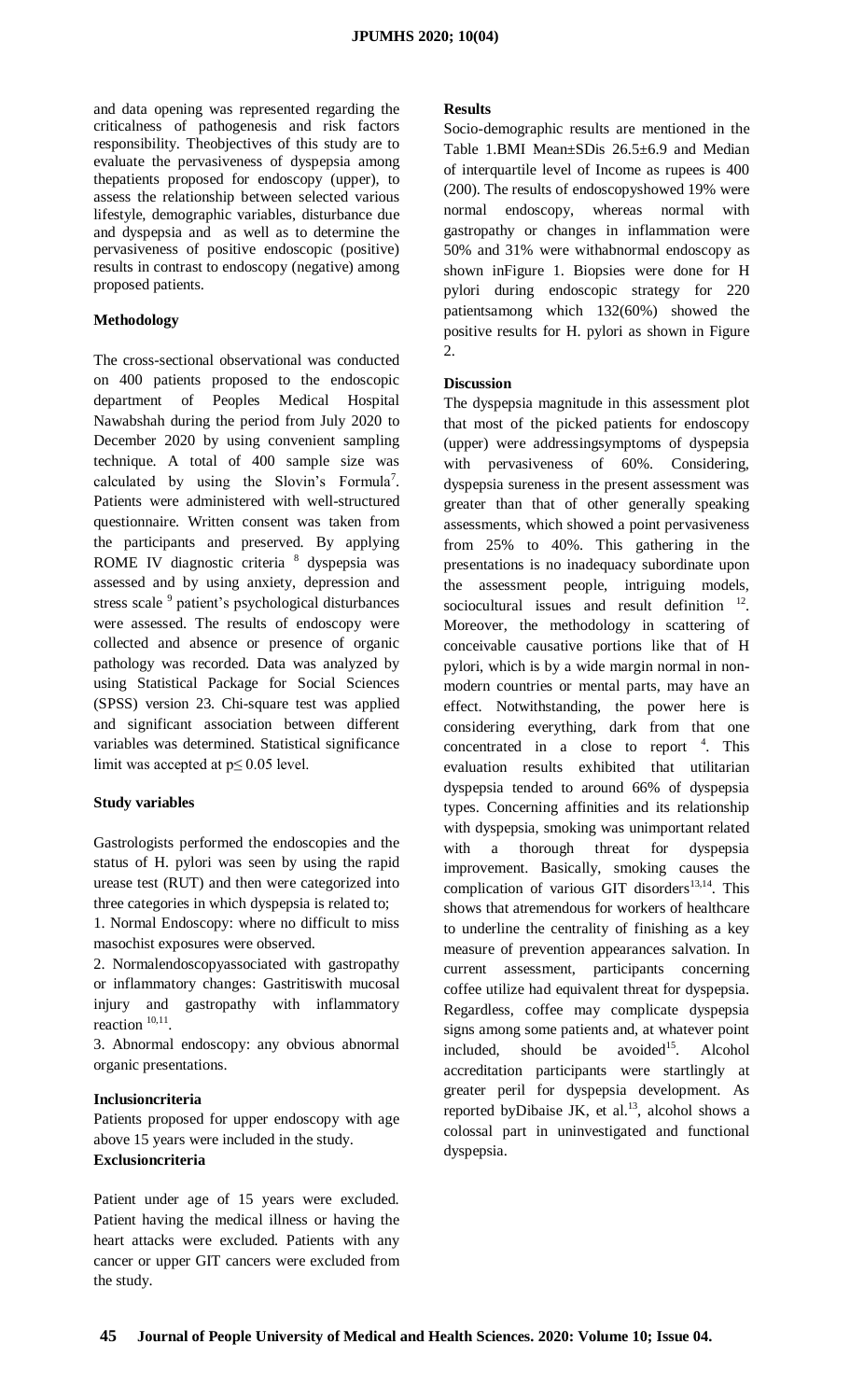and data opening was represented regarding the criticalness of pathogenesis and risk factors responsibility. Theobjectives of this study are to evaluate the pervasiveness of dyspepsia among thepatients proposed for endoscopy (upper), to assess the relationship between selected various lifestyle, demographic variables, disturbance due and dyspepsia and as well as to determine the pervasiveness of positive endoscopic (positive) results in contrast to endoscopy (negative) among proposed patients.

## Methodology

The cross-sectional observational was conducted on 400 patients proposed to the endoscopic department of Peoples Medical Hospital Nawabshah during the period from July 2020 to December 2020 by using convenient sampling technique. A total of 400 sample size was calculated by using the Slovin's Formula[7]. Patients were administered with well-structured questionnaire. Written consent was taken from the participants and preserved. By applying ROME IV diagnostic criteria [8] dyspepsia was assessed and by using anxiety, depression and stress scale [9] patient's psychological disturbances were assessed. The results of endoscopy were collected and absence or presence of organic pathology was recorded. Data was analyzed by using Statistical Package for Social Sciences (SPSS) version 23. Chi-square test was applied and significant association between different variables was determined. Statistical significance limit was accepted at $p \leq 0.05$ level.

## Study variables

Gastrologists performed the endoscopies and the status of H. pylori was seen by using the rapid urease test (RUT) and then were categorized into three categories in which dyspepsia is related to;

1. Normal Endoscopy: where no difficult to miss masochist exposures were observed.
2. Normalendoscopyassociated with gastropathy or inflammatory changes: Gastritiswith mucosal injury and gastropathy with inflammatory reaction [10,11].
3. Abnormal endoscopy: any obvious abnormal organic presentations.

## Inclusioncriteria

Patients proposed for upper endoscopy with age above 15 years were included in the study.

## Exclusioncriteria

Patient under age of 15 years were excluded. Patient having the medical illness or having the heart attacks were excluded. Patients with any cancer or upper GIT cancers were excluded from the study.

## Results

Socio-demographic results are mentioned in the Table 1.BMI Mean±SDis 26.5±6.9 and Median of interquartile level of Income as rupees is 400 (200). The results of endoscopyshowed 19% were normal endoscopy, whereas normal with gastropathy or changes in inflammation were 50% and 31% were withabnormal endoscopy as shown inFigure 1. Biopsies were done for H pylori during endoscopic strategy for 220 patientsamong which 132(60%) showed the positive results for H. pylori as shown in Figure 2.

## Discussion

The dyspepsia magnitude in this assessment plot that most of the picked patients for endoscopy (upper) were addressingsymptoms of dyspepsia with pervasiveness of 60%. Considering, dyspepsia sureness in the present assessment was greater than that of other generally speaking assessments, which showed a point pervasiveness from 25% to 40%. This gathering in the presentations is no inadequacy subordinate upon the assessment people, intriguing models, sociocultural issues and result definition [12]. Moreover, the methodology in scattering of conceivable causative portions like that of H pylori, which is by a wide margin normal in non-modern countries or mental parts, may have an effect. Notwithstanding, the power here is considering everything, dark from that one concentrated in a close to report [4]. This evaluation results exhibited that utilitarian dyspepsia tended to around 66% of dyspepsia types. Concerning affinities and its relationship with dyspepsia, smoking was unimportant related with a thorough threat for dyspepsia improvement. Basically, smoking causes the complication of various GIT disorders[13,14]. This shows that atremendous for workers of healthcare to underline the centrality of finishing as a key measure of prevention appearances salvation. In current assessment, participants concerning coffee utilize had equivalent threat for dyspepsia. Regardless, coffee may complicate dyspepsia signs among some patients and, at whatever point included, should be avoided[15]. Alcohol accreditation participants were startlingly at greater peril for dyspepsia development. As reported byDibaise JK, et al.[13], alcohol shows a colossal part in uninvestigated and functional dyspepsia.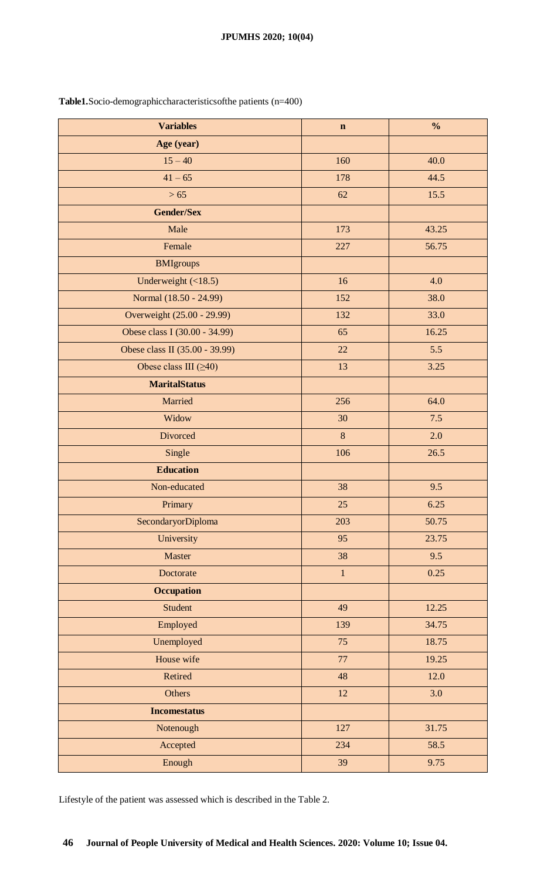**Table1.** Socio-demographiccharacteristicsofthe patients (n=400)

| Variables | n | % |
|---|---|---|
| **Age (year)** | | |
| 15 – 40 | 160 | 40.0 |
| 41 – 65 | 178 | 44.5 |
| > 65 | 62 | 15.5 |
| **Gender/Sex** | | |
| Male | 173 | 43.25 |
| Female | 227 | 56.75 |
| BMIgroups | | |
| Underweight (<18.5) | 16 | 4.0 |
| Normal (18.50 - 24.99) | 152 | 38.0 |
| Overweight (25.00 - 29.99) | 132 | 33.0 |
| Obese class I (30.00 - 34.99) | 65 | 16.25 |
| Obese class II (35.00 - 39.99) | 22 | 5.5 |
| Obese class III (≥40) | 13 | 3.25 |
| **MaritalStatus** | | |
| Married | 256 | 64.0 |
| Widow | 30 | 7.5 |
| Divorced | 8 | 2.0 |
| Single | 106 | 26.5 |
| **Education** | | |
| Non-educated | 38 | 9.5 |
| Primary | 25 | 6.25 |
| SecondaryorDiploma | 203 | 50.75 |
| University | 95 | 23.75 |
| Master | 38 | 9.5 |
| Doctorate | 1 | 0.25 |
| **Occupation** | | |
| Student | 49 | 12.25 |
| Employed | 139 | 34.75 |
| Unemployed | 75 | 18.75 |
| House wife | 77 | 19.25 |
| Retired | 48 | 12.0 |
| Others | 12 | 3.0 |
| **Incomestatus** | | |
| Notenough | 127 | 31.75 |
| Accepted | 234 | 58.5 |
| Enough | 39 | 9.75 |

Lifestyle of the patient was assessed which is described in the Table 2.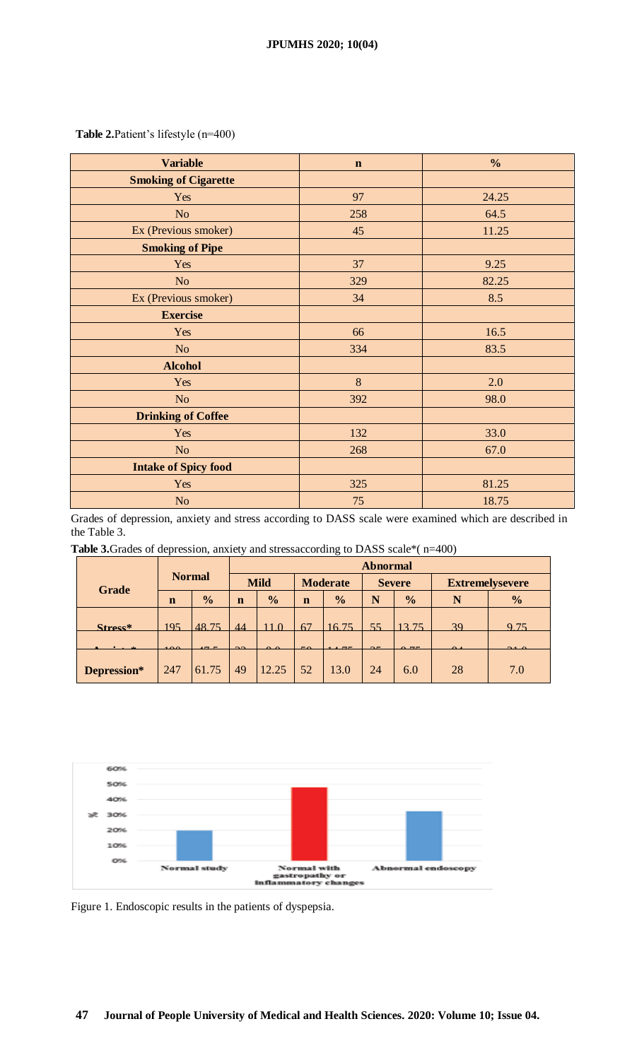**Table 2.** Patient's lifestyle (n=400)

| Variable | n | % |
|---|---|---|
| **Smoking of Cigarette** | | |
| Yes | 97 | 24.25 |
| No | 258 | 64.5 |
| Ex (Previous smoker) | 45 | 11.25 |
| **Smoking of Pipe** | | |
| Yes | 37 | 9.25 |
| No | 329 | 82.25 |
| Ex (Previous smoker) | 34 | 8.5 |
| **Exercise** | | |
| Yes | 66 | 16.5 |
| No | 334 | 83.5 |
| **Alcohol** | | |
| Yes | 8 | 2.0 |
| No | 392 | 98.0 |
| **Drinking of Coffee** | | |
| Yes | 132 | 33.0 |
| No | 268 | 67.0 |
| **Intake of Spicy food** | | |
| Yes | 325 | 81.25 |
| No | 75 | 18.75 |

Grades of depression, anxiety and stress according to DASS scale were examined which are described in the Table 3.

**Table 3.** Grades of depression, anxiety and stress according to DASS scale*( n=400)

| Grade | Normal | | Abnormal | | | | | | | |
|---|---|---|---|---|---|---|---|---|---|---|
| | | | Mild | | Moderate | | Severe | | Extremelysevere | |
| | n | % | n | % | n | % | N | % | N | % |
| Stress* | 195 | 48.75 | 44 | 11.0 | 67 | 16.75 | 55 | 13.75 | 39 | 9.75 |
| Anxiety* | 190 | 47.5 | 32 | 8.0 | 59 | 14.75 | 35 | 8.75 | 84 | 21.0 |
| Depression* | 247 | 61.75 | 49 | 12.25 | 52 | 13.0 | 24 | 6.0 | 28 | 7.0 |

Figure 1. Endoscopic results in the patients of dyspepsia.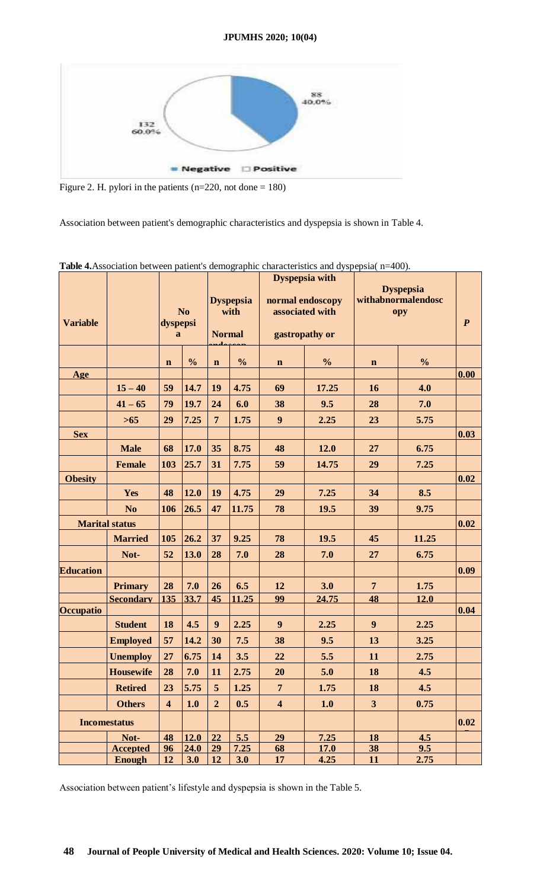Figure 2. H. pylori in the patients (n=220, not done = 180)

Association between patient's demographic characteristics and dyspepsia is shown in Table 4.

**Table 4.** Association between patient's demographic characteristics and dyspepsia( n=400).

| Variable | | No dyspepsia | | Dyspepsia with Normal endoscopy | | Dyspepsia with normal endoscopy associated with gastropathy or | | Dyspepsia withabnormalendoscopy | | *P* |
|---|---|---|---|---|---|---|---|---|---|---|
| | | n | % | n | % | n | % | n | % | |
| **Age** | | | | | | | | | | **0.00** |
| | **15 – 40** | 59 | 14.7 | 19 | 4.75 | 69 | 17.25 | 16 | 4.0 | |
| | **41 – 65** | 79 | 19.7 | 24 | 6.0 | 38 | 9.5 | 28 | 7.0 | |
| | **>65** | 29 | 7.25 | 7 | 1.75 | 9 | 2.25 | 23 | 5.75 | |
| **Sex** | | | | | | | | | | **0.03** |
| | **Male** | 68 | 17.0 | 35 | 8.75 | 48 | 12.0 | 27 | 6.75 | |
| | **Female** | 103 | 25.7 | 31 | 7.75 | 59 | 14.75 | 29 | 7.25 | |
| **Obesity** | | | | | | | | | | **0.02** |
| | **Yes** | 48 | 12.0 | 19 | 4.75 | 29 | 7.25 | 34 | 8.5 | |
| | **No** | 106 | 26.5 | 47 | 11.75 | 78 | 19.5 | 39 | 9.75 | |
| **Marital status** | | | | | | | | | | **0.02** |
| | **Married** | 105 | 26.2 | 37 | 9.25 | 78 | 19.5 | 45 | 11.25 | |
| | **Not-** | 52 | 13.0 | 28 | 7.0 | 28 | 7.0 | 27 | 6.75 | |
| **Education** | | | | | | | | | | **0.09** |
| | **Primary** | 28 | 7.0 | 26 | 6.5 | 12 | 3.0 | 7 | 1.75 | |
| | **Secondary** | 135 | 33.7 | 45 | 11.25 | 99 | 24.75 | 48 | 12.0 | |
| **Occupatio** | | | | | | | | | | **0.04** |
| | **Student** | 18 | 4.5 | 9 | 2.25 | 9 | 2.25 | 9 | 2.25 | |
| | **Employed** | 57 | 14.2 | 30 | 7.5 | 38 | 9.5 | 13 | 3.25 | |
| | **Unemploy** | 27 | 6.75 | 14 | 3.5 | 22 | 5.5 | 11 | 2.75 | |
| | **Housewife** | 28 | 7.0 | 11 | 2.75 | 20 | 5.0 | 18 | 4.5 | |
| | **Retired** | 23 | 5.75 | 5 | 1.25 | 7 | 1.75 | 18 | 4.5 | |
| | **Others** | 4 | 1.0 | 2 | 0.5 | 4 | 1.0 | 3 | 0.75 | |
| **Incomestatus** | | | | | | | | | | **0.02** |
| | **Not-** | 48 | 12.0 | 22 | 5.5 | 29 | 7.25 | 18 | 4.5 | |
| | **Accepted** | 96 | 24.0 | 29 | 7.25 | 68 | 17.0 | 38 | 9.5 | |
| | **Enough** | 12 | 3.0 | 12 | 3.0 | 17 | 4.25 | 11 | 2.75 | |

Association between patient's lifestyle and dyspepsia is shown in the Table 5.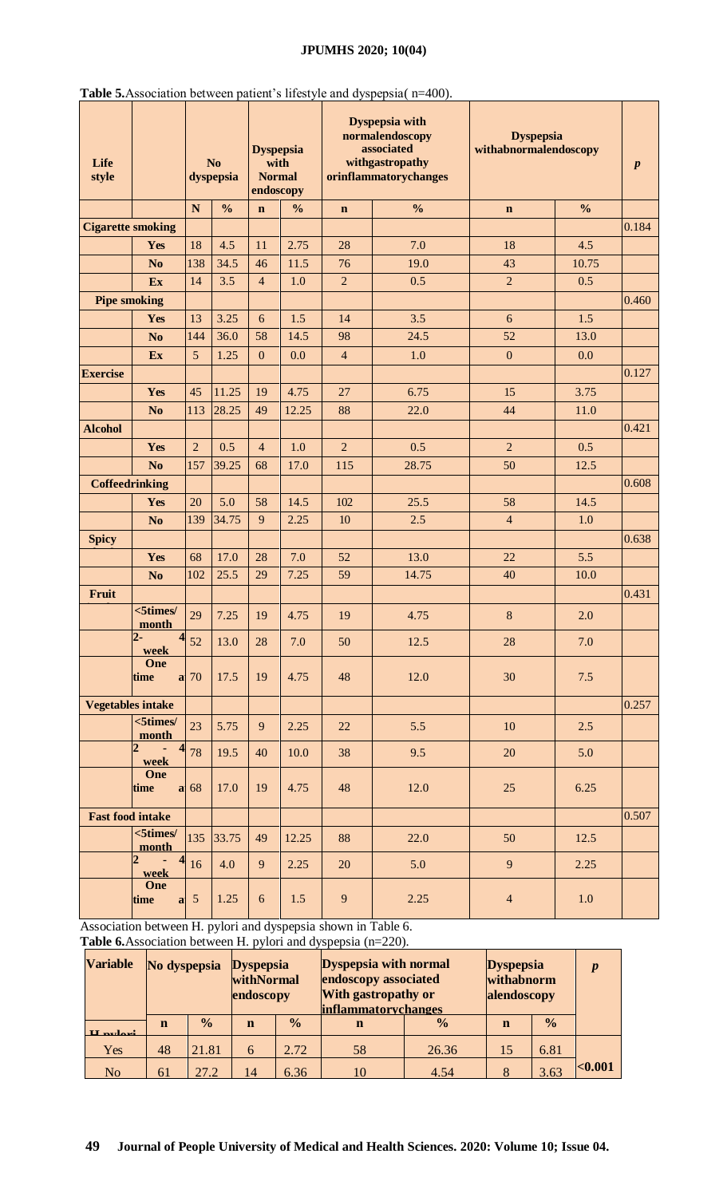**Table 5.** Association between patient's lifestyle and dyspepsia( n=400).

| Life style | | No dyspepsia | | Dyspepsia with Normal endoscopy | | Dyspepsia with normalendoscopy associated withgastropathy orinflammatorychanges | | Dyspepsia withabnormalendoscopy | | *p* |
|---|---|---|---|---|---|---|---|---|---|---|
| | | N | % | n | % | n | % | n | % | |
| **Cigarette smoking** | | | | | | | | | | 0.184 |
| | **Yes** | 18 | 4.5 | 11 | 2.75 | 28 | 7.0 | 18 | 4.5 | |
| | **No** | 138 | 34.5 | 46 | 11.5 | 76 | 19.0 | 43 | 10.75 | |
| | **Ex** | 14 | 3.5 | 4 | 1.0 | 2 | 0.5 | 2 | 0.5 | |
| **Pipe smoking** | | | | | | | | | | 0.460 |
| | **Yes** | 13 | 3.25 | 6 | 1.5 | 14 | 3.5 | 6 | 1.5 | |
| | **No** | 144 | 36.0 | 58 | 14.5 | 98 | 24.5 | 52 | 13.0 | |
| | **Ex** | 5 | 1.25 | 0 | 0.0 | 4 | 1.0 | 0 | 0.0 | |
| **Exercise** | | | | | | | | | | 0.127 |
| | **Yes** | 45 | 11.25 | 19 | 4.75 | 27 | 6.75 | 15 | 3.75 | |
| | **No** | 113 | 28.25 | 49 | 12.25 | 88 | 22.0 | 44 | 11.0 | |
| **Alcohol** | | | | | | | | | | 0.421 |
| | **Yes** | 2 | 0.5 | 4 | 1.0 | 2 | 0.5 | 2 | 0.5 | |
| | **No** | 157 | 39.25 | 68 | 17.0 | 115 | 28.75 | 50 | 12.5 | |
| **Coffeedrinking** | | | | | | | | | | 0.608 |
| | **Yes** | 20 | 5.0 | 58 | 14.5 | 102 | 25.5 | 58 | 14.5 | |
| | **No** | 139 | 34.75 | 9 | 2.25 | 10 | 2.5 | 4 | 1.0 | |
| **Spicy** | | | | | | | | | | 0.638 |
| | **Yes** | 68 | 17.0 | 28 | 7.0 | 52 | 13.0 | 22 | 5.5 | |
| | **No** | 102 | 25.5 | 29 | 7.25 | 59 | 14.75 | 40 | 10.0 | |
| **Fruit** | | | | | | | | | | 0.431 |
| | **<5times/ month** | 29 | 7.25 | 19 | 4.75 | 19 | 4.75 | 8 | 2.0 | |
| | **2-4 week** | 52 | 13.0 | 28 | 7.0 | 50 | 12.5 | 28 | 7.0 | |
| | **One a time** | 70 | 17.5 | 19 | 4.75 | 48 | 12.0 | 30 | 7.5 | |
| **Vegetables intake** | | | | | | | | | | 0.257 |
| | **<5times/ month** | 23 | 5.75 | 9 | 2.25 | 22 | 5.5 | 10 | 2.5 | |
| | **2-4 week** | 78 | 19.5 | 40 | 10.0 | 38 | 9.5 | 20 | 5.0 | |
| | **One a time** | 68 | 17.0 | 19 | 4.75 | 48 | 12.0 | 25 | 6.25 | |
| **Fast food intake** | | | | | | | | | | 0.507 |
| | **<5times/ month** | 135 | 33.75 | 49 | 12.25 | 88 | 22.0 | 50 | 12.5 | |
| | **2-4 week** | 16 | 4.0 | 9 | 2.25 | 20 | 5.0 | 9 | 2.25 | |
| | **One a time** | 5 | 1.25 | 6 | 1.5 | 9 | 2.25 | 4 | 1.0 | |

Association between H. pylori and dyspepsia shown in Table 6.

**Table 6.** Association between H. pylori and dyspepsia (n=220).

| Variable | No dyspepsia | | Dyspepsia withNormal endoscopy | | Dyspepsia with normal endoscopy associated With gastropathy or inflammatorychanges | | Dyspepsia withabnorm alendoscopy | | *p* |
|---|---|---|---|---|---|---|---|---|---|
| H pylori | n | % | n | % | n | % | n | % | |
| Yes | 48 | 21.81 | 6 | 2.72 | 58 | 26.36 | 15 | 6.81 | |
| No | 61 | 27.2 | 14 | 6.36 | 10 | 4.54 | 8 | 3.63 | <0.001 |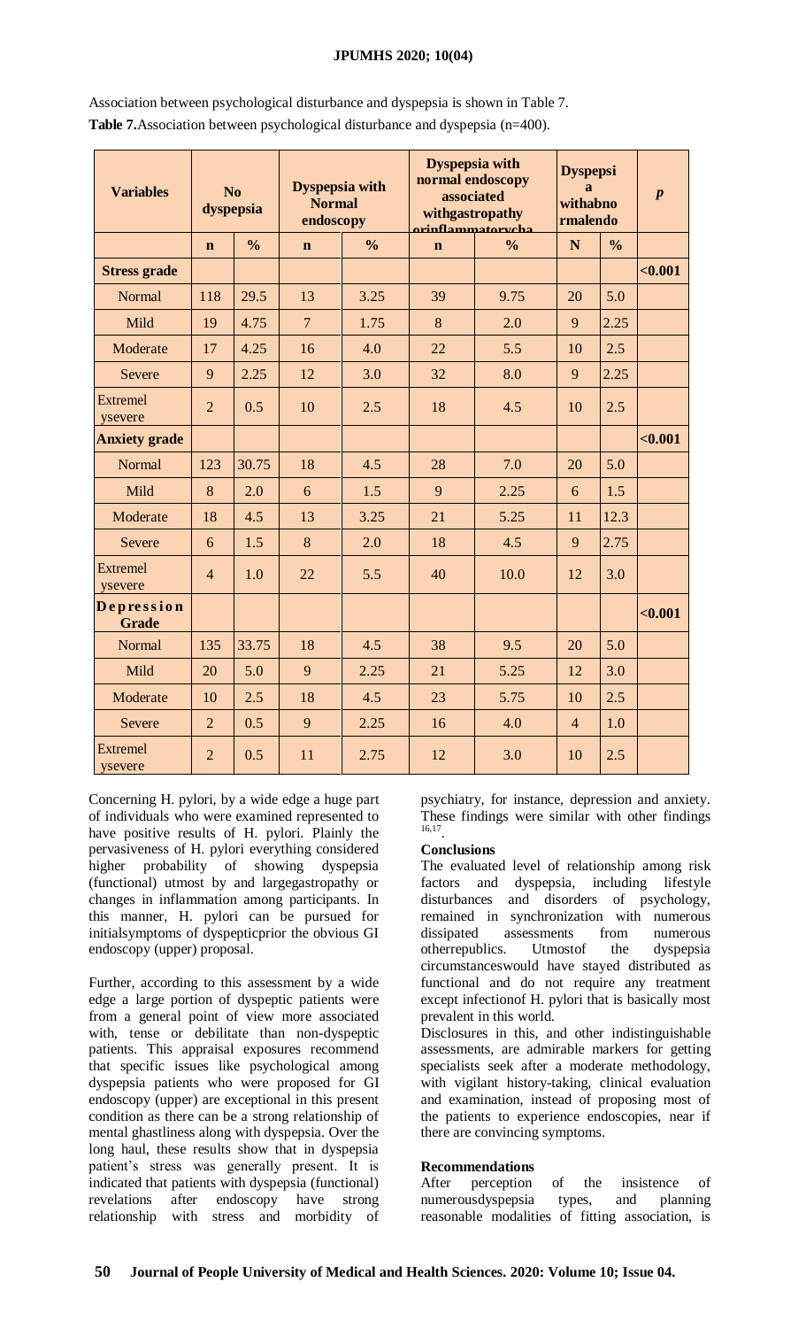Association between psychological disturbance and dyspepsia is shown in Table 7.

**Table 7.** Association between psychological disturbance and dyspepsia (n=400).

| Variables | No dyspepsia | | Dyspepsia with Normal endoscopy | | Dyspepsia with normal endoscopy associated withgastropathy orinflammatorycha | | Dyspepsia withabnormalendo | | p |
|---|---|---|---|---|---|---|---|---|---|
| | n | % | n | % | n | % | N | % | |
| **Stress grade** | | | | | | | | | **<0.001** |
| Normal | 118 | 29.5 | 13 | 3.25 | 39 | 9.75 | 20 | 5.0 | |
| Mild | 19 | 4.75 | 7 | 1.75 | 8 | 2.0 | 9 | 2.25 | |
| Moderate | 17 | 4.25 | 16 | 4.0 | 22 | 5.5 | 10 | 2.5 | |
| Severe | 9 | 2.25 | 12 | 3.0 | 32 | 8.0 | 9 | 2.25 | |
| Extremelysevere | 2 | 0.5 | 10 | 2.5 | 18 | 4.5 | 10 | 2.5 | |
| **Anxiety grade** | | | | | | | | | **<0.001** |
| Normal | 123 | 30.75 | 18 | 4.5 | 28 | 7.0 | 20 | 5.0 | |
| Mild | 8 | 2.0 | 6 | 1.5 | 9 | 2.25 | 6 | 1.5 | |
| Moderate | 18 | 4.5 | 13 | 3.25 | 21 | 5.25 | 11 | 12.3 | |
| Severe | 6 | 1.5 | 8 | 2.0 | 18 | 4.5 | 9 | 2.75 | |
| Extremelysevere | 4 | 1.0 | 22 | 5.5 | 40 | 10.0 | 12 | 3.0 | |
| **Depression Grade** | | | | | | | | | **<0.001** |
| Normal | 135 | 33.75 | 18 | 4.5 | 38 | 9.5 | 20 | 5.0 | |
| Mild | 20 | 5.0 | 9 | 2.25 | 21 | 5.25 | 12 | 3.0 | |
| Moderate | 10 | 2.5 | 18 | 4.5 | 23 | 5.75 | 10 | 2.5 | |
| Severe | 2 | 0.5 | 9 | 2.25 | 16 | 4.0 | 4 | 1.0 | |
| Extremelysevere | 2 | 0.5 | 11 | 2.75 | 12 | 3.0 | 10 | 2.5 | |

Concerning H. pylori, by a wide edge a huge part of individuals who were examined represented to have positive results of H. pylori. Plainly the pervasiveness of H. pylori everything considered higher probability of showing dyspepsia (functional) utmost by and largegastropathy or changes in inflammation among participants. In this manner, H. pylori can be pursued for initialsymptoms of dyspepticprior the obvious GI endoscopy (upper) proposal.

Further, according to this assessment by a wide edge a large portion of dyspeptic patients were from a general point of view more associated with, tense or debilitate than non-dyspeptic patients. This appraisal exposures recommend that specific issues like psychological among dyspepsia patients who were proposed for GI endoscopy (upper) are exceptional in this present condition as there can be a strong relationship of mental ghastliness along with dyspepsia. Over the long haul, these results show that in dyspepsia patient's stress was generally present. It is indicated that patients with dyspepsia (functional) revelations after endoscopy have strong relationship with stress and morbidity of psychiatry, for instance, depression and anxiety. These findings were similar with other findings [16,17].

**Conclusions**

The evaluated level of relationship among risk factors and dyspepsia, including lifestyle disturbances and disorders of psychology, remained in synchronization with numerous dissipated assessments from numerous otherrepublics. Utmostof the dyspepsia circumstanceswould have stayed distributed as functional and do not require any treatment except infectionof H. pylori that is basically most prevalent in this world.

Disclosures in this, and other indistinguishable assessments, are admirable markers for getting specialists seek after a moderate methodology, with vigilant history-taking, clinical evaluation and examination, instead of proposing most of the patients to experience endoscopies, near if there are convincing symptoms.

**Recommendations**

After perception of the insistence of numerousdyspepsia types, and planning reasonable modalities of fitting association, is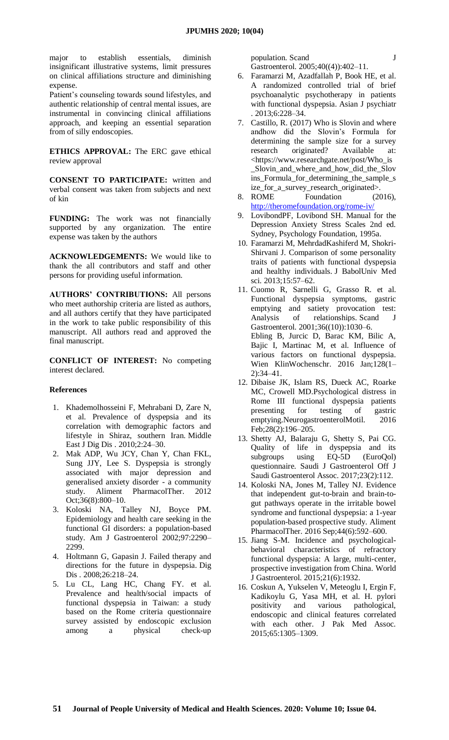major to establish essentials, diminish insignificant illustrative systems, limit pressures on clinical affiliations structure and diminishing expense.

Patient's counseling towards sound lifestyles, and authentic relationship of central mental issues, are instrumental in convincing clinical affiliations approach, and keeping an essential separation from of silly endoscopies.

**ETHICS APPROVAL:** The ERC gave ethical review approval

**CONSENT TO PARTICIPATE:** written and verbal consent was taken from subjects and next of kin

**FUNDING:** The work was not financially supported by any organization. The entire expense was taken by the authors

**ACKNOWLEDGEMENTS:** We would like to thank the all contributors and staff and other persons for providing useful information.

**AUTHORS' CONTRIBUTIONS:** All persons who meet authorship criteria are listed as authors, and all authors certify that they have participated in the work to take public responsibility of this manuscript. All authors read and approved the final manuscript.

**CONFLICT OF INTEREST:** No competing interest declared.

**References**

1. Khademolhosseini F, Mehrabani D, Zare N, et al. Prevalence of dyspepsia and its correlation with demographic factors and lifestyle in Shiraz, southern Iran. Middle East J Dig Dis . 2010;2:24–30.
2. Mak ADP, Wu JCY, Chan Y, Chan FKL, Sung JJY, Lee S. Dyspepsia is strongly associated with major depression and generalised anxiety disorder - a community study. Aliment PharmacolTher. 2012 Oct;36(8):800–10.
3. Koloski NA, Talley NJ, Boyce PM. Epidemiology and health care seeking in the functional GI disorders: a population-based study. Am J Gastroenterol 2002;97:2290–2299.
4. Holtmann G, Gapasin J. Failed therapy and directions for the future in dyspepsia. Dig Dis . 2008;26:218–24.
5. Lu CL, Lang HC, Chang FY. et al. Prevalence and health/social impacts of functional dyspepsia in Taiwan: a study based on the Rome criteria questionnaire survey assisted by endoscopic exclusion among a physical check-up population. Scand J Gastroenterol. 2005;40((4)):402–11.
6. Faramarzi M, Azadfallah P, Book HE, et al. A randomized controlled trial of brief psychoanalytic psychotherapy in patients with functional dyspepsia. Asian J psychiatr . 2013;6:228–34.
7. Castillo, R. (2017) Who is Slovin and where andhow did the Slovin's Formula for determining the sample size for a survey research originated? Available at: <https://www.researchgate.net/post/Who_is_Slovin_and_where_and_how_did_the_Slovins_Formula_for_determining_the_sample_size_for_a_survey_research_originated>.
8. ROME Foundation (2016), http://theromefoundation.org/rome-iv/
9. LovibondPF, Lovibond SH. Manual for the Depression Anxiety Stress Scales 2nd ed. Sydney, Psychology Foundation, 1995a.
10. Faramarzi M, MehrdadKashiferd M, Shokri-Shirvani J. Comparison of some personality traits of patients with functional dyspepsia and healthy individuals. J BabolUniv Med sci. 2013;15:57–62.
11. Cuomo R, Sarnelli G, Grasso R. et al. Functional dyspepsia symptoms, gastric emptying and satiety provocation test: Analysis of relationships. Scand J Gastroenterol. 2001;36((10)):1030–6. Ebling B, Jurcic D, Barac KM, Bilic A, Bajic I, Martinac M, et al. Influence of various factors on functional dyspepsia. Wien KlinWochenschr. 2016 Jan;128(1–2):34–41.
12. Dibaise JK, Islam RS, Dueck AC, Roarke MC, Crowell MD.Psychological distress in Rome III functional dyspepsia patients presenting for testing of gastric emptying.NeurogastroenterolMotil. 2016 Feb;28(2):196–205.
13. Shetty AJ, Balaraju G, Shetty S, Pai CG. Quality of life in dyspepsia and its subgroups using EQ-5D (EuroQol) questionnaire. Saudi J Gastroenterol Off J Saudi Gastroenterol Assoc. 2017;23(2):112.
14. Koloski NA, Jones M, Talley NJ. Evidence that independent gut-to-brain and brain-to-gut pathways operate in the irritable bowel syndrome and functional dyspepsia: a 1-year population-based prospective study. Aliment PharmacolTher. 2016 Sep;44(6):592–600.
15. Jiang S-M. Incidence and psychological-behavioral characteristics of refractory functional dyspepsia: A large, multi-center, prospective investigation from China. World J Gastroenterol. 2015;21(6):1932.
16. Coskun A, Yukselen V, Meteoglu I, Ergin F, Kadikoylu G, Yasa MH, et al. H. pylori positivity and various pathological, endoscopic and clinical features correlated with each other. J Pak Med Assoc. 2015;65:1305–1309.